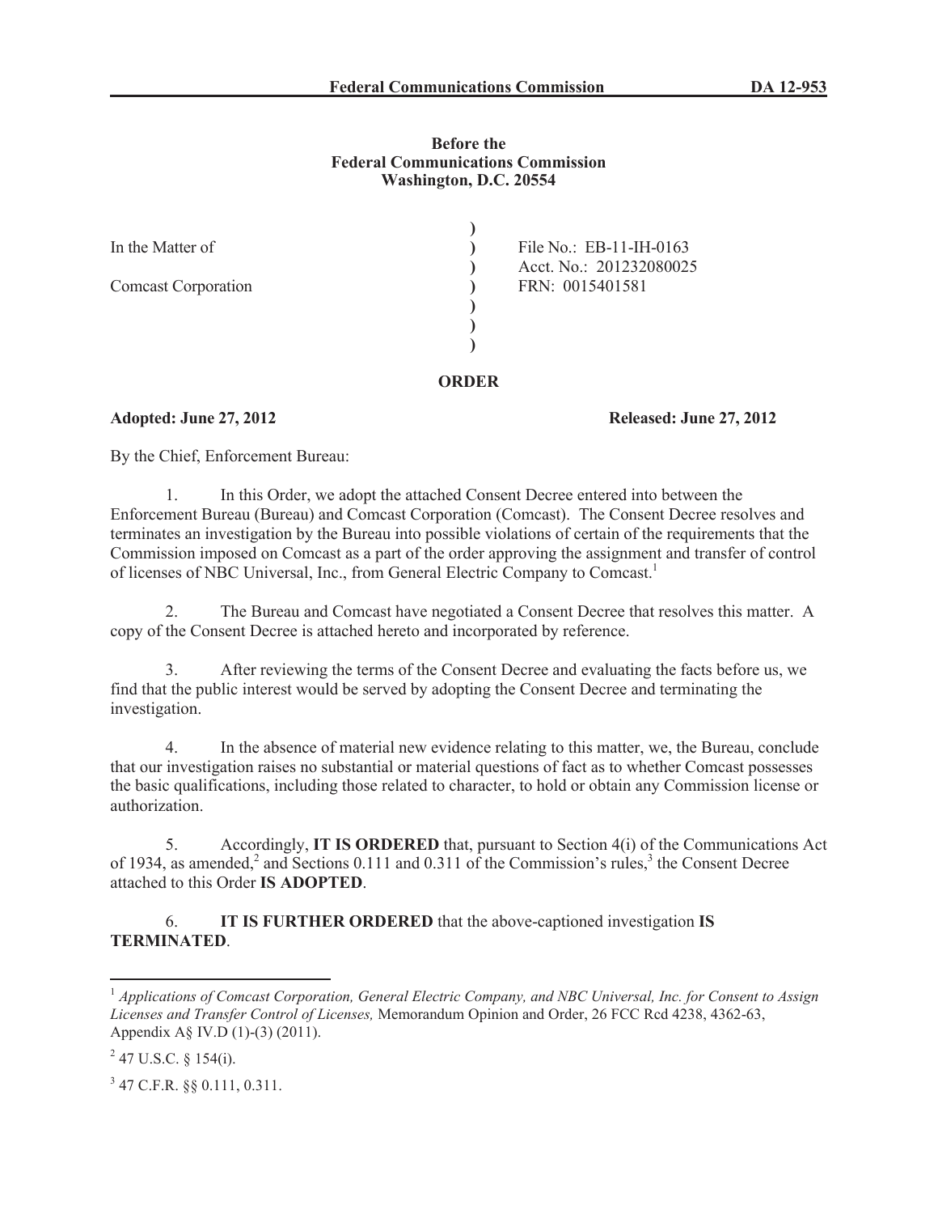**Federal Communications Commission DA 12-953**

**Before the**
**Federal Communications Commission**
**Washington, D.C. 20554**

| | | |
|---|---|---|
| In the Matter of | ) | File No.: EB-11-IH-0163 |
| | ) | Acct. No.: 201232080025 |
| Comcast Corporation | ) | FRN: 0015401581 |

## ORDER

**Adopted: June 27, 2012** **Released: June 27, 2012**

By the Chief, Enforcement Bureau:

1. In this Order, we adopt the attached Consent Decree entered into between the Enforcement Bureau (Bureau) and Comcast Corporation (Comcast). The Consent Decree resolves and terminates an investigation by the Bureau into possible violations of certain of the requirements that the Commission imposed on Comcast as a part of the order approving the assignment and transfer of control of licenses of NBC Universal, Inc., from General Electric Company to Comcast.[1]

2. The Bureau and Comcast have negotiated a Consent Decree that resolves this matter. A copy of the Consent Decree is attached hereto and incorporated by reference.

3. After reviewing the terms of the Consent Decree and evaluating the facts before us, we find that the public interest would be served by adopting the Consent Decree and terminating the investigation.

4. In the absence of material new evidence relating to this matter, we, the Bureau, conclude that our investigation raises no substantial or material questions of fact as to whether Comcast possesses the basic qualifications, including those related to character, to hold or obtain any Commission license or authorization.

5. Accordingly, **IT IS ORDERED** that, pursuant to Section 4(i) of the Communications Act of 1934, as amended,[2] and Sections 0.111 and 0.311 of the Commission's rules,[3] the Consent Decree attached to this Order **IS ADOPTED**.

6. **IT IS FURTHER ORDERED** that the above-captioned investigation **IS TERMINATED**.

---

[1] *Applications of Comcast Corporation, General Electric Company, and NBC Universal, Inc. for Consent to Assign Licenses and Transfer Control of Licenses,* Memorandum Opinion and Order, 26 FCC Rcd 4238, 4362-63, Appendix A§ IV.D (1)-(3) (2011).

[2] 47 U.S.C. § 154(i).

[3] 47 C.F.R. §§ 0.111, 0.311.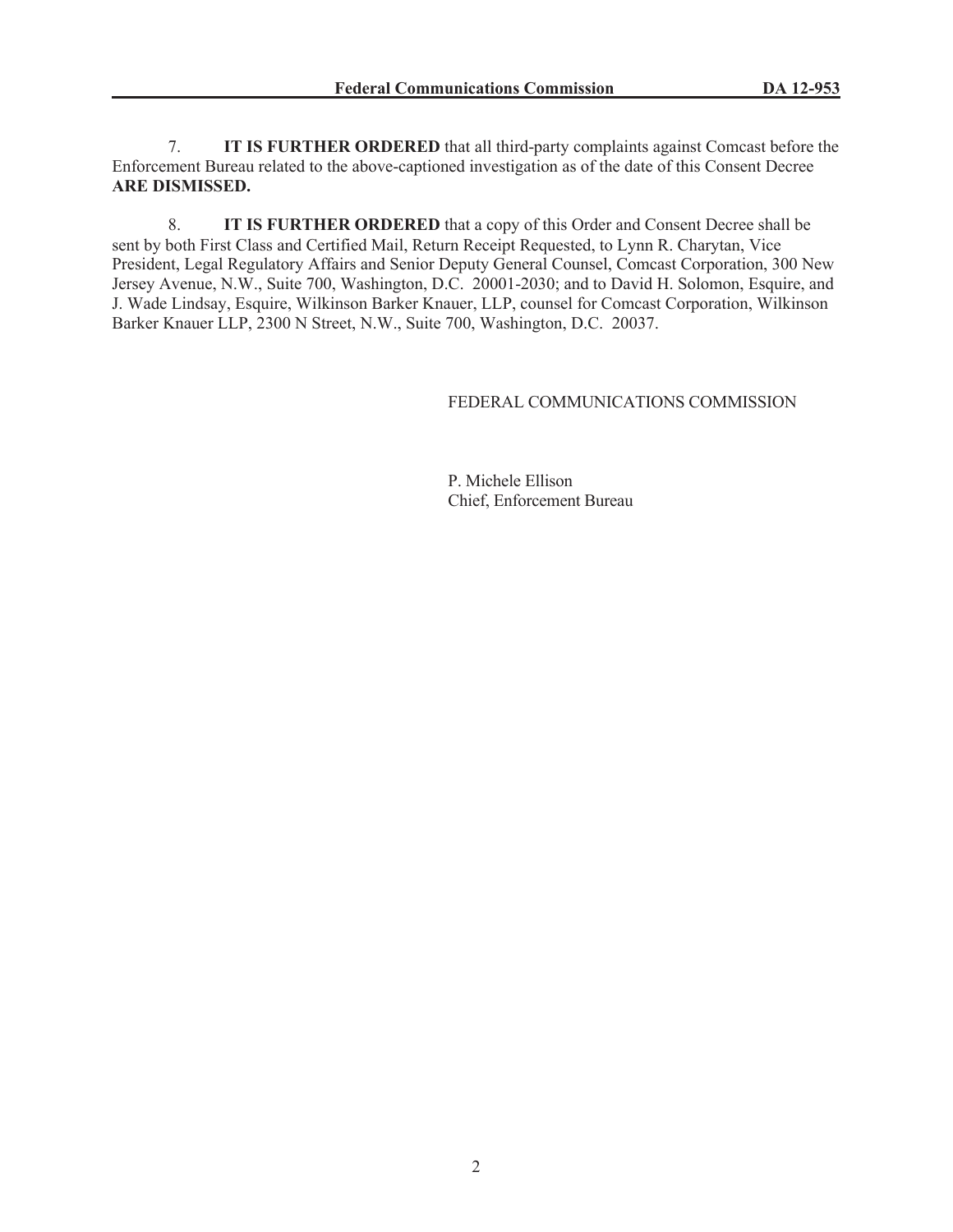7. **IT IS FURTHER ORDERED** that all third-party complaints against Comcast before the Enforcement Bureau related to the above-captioned investigation as of the date of this Consent Decree **ARE DISMISSED.**

8. **IT IS FURTHER ORDERED** that a copy of this Order and Consent Decree shall be sent by both First Class and Certified Mail, Return Receipt Requested, to Lynn R. Charytan, Vice President, Legal Regulatory Affairs and Senior Deputy General Counsel, Comcast Corporation, 300 New Jersey Avenue, N.W., Suite 700, Washington, D.C. 20001-2030; and to David H. Solomon, Esquire, and J. Wade Lindsay, Esquire, Wilkinson Barker Knauer, LLP, counsel for Comcast Corporation, Wilkinson Barker Knauer LLP, 2300 N Street, N.W., Suite 700, Washington, D.C. 20037.

FEDERAL COMMUNICATIONS COMMISSION

P. Michele Ellison
Chief, Enforcement Bureau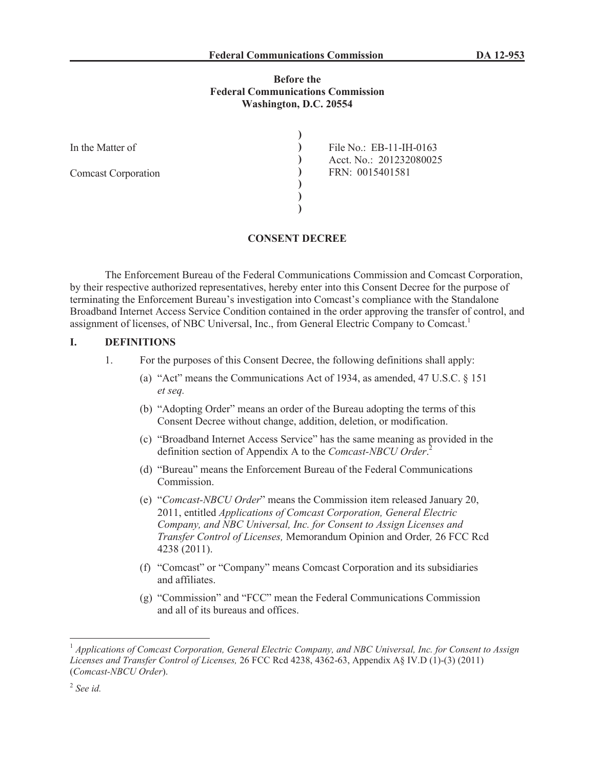**Before the**
**Federal Communications Commission**
**Washington, D.C. 20554**

| | | |
|---|---|---|
| In the Matter of | ) | File No.: EB-11-IH-0163 |
| | ) | Acct. No.: 201232080025 |
| Comcast Corporation | ) | FRN: 0015401581 |

## CONSENT DECREE

The Enforcement Bureau of the Federal Communications Commission and Comcast Corporation, by their respective authorized representatives, hereby enter into this Consent Decree for the purpose of terminating the Enforcement Bureau's investigation into Comcast's compliance with the Standalone Broadband Internet Access Service Condition contained in the order approving the transfer of control, and assignment of licenses, of NBC Universal, Inc., from General Electric Company to Comcast.[1]

## I. DEFINITIONS

1. For the purposes of this Consent Decree, the following definitions shall apply:

   (a) "Act" means the Communications Act of 1934, as amended, 47 U.S.C. § 151 *et seq.*

   (b) "Adopting Order" means an order of the Bureau adopting the terms of this Consent Decree without change, addition, deletion, or modification.

   (c) "Broadband Internet Access Service" has the same meaning as provided in the definition section of Appendix A to the *Comcast-NBCU Order*.[2]

   (d) "Bureau" means the Enforcement Bureau of the Federal Communications Commission.

   (e) "*Comcast-NBCU Order*" means the Commission item released January 20, 2011, entitled *Applications of Comcast Corporation, General Electric Company, and NBC Universal, Inc. for Consent to Assign Licenses and Transfer Control of Licenses,* Memorandum Opinion and Order*,* 26 FCC Rcd 4238 (2011).

   (f) "Comcast" or "Company" means Comcast Corporation and its subsidiaries and affiliates.

   (g) "Commission" and "FCC" mean the Federal Communications Commission and all of its bureaus and offices.

---

[1] *Applications of Comcast Corporation, General Electric Company, and NBC Universal, Inc. for Consent to Assign Licenses and Transfer Control of Licenses,* 26 FCC Rcd 4238, 4362-63, Appendix A§ IV.D (1)-(3) (2011) (*Comcast-NBCU Order*).

[2] *See id.*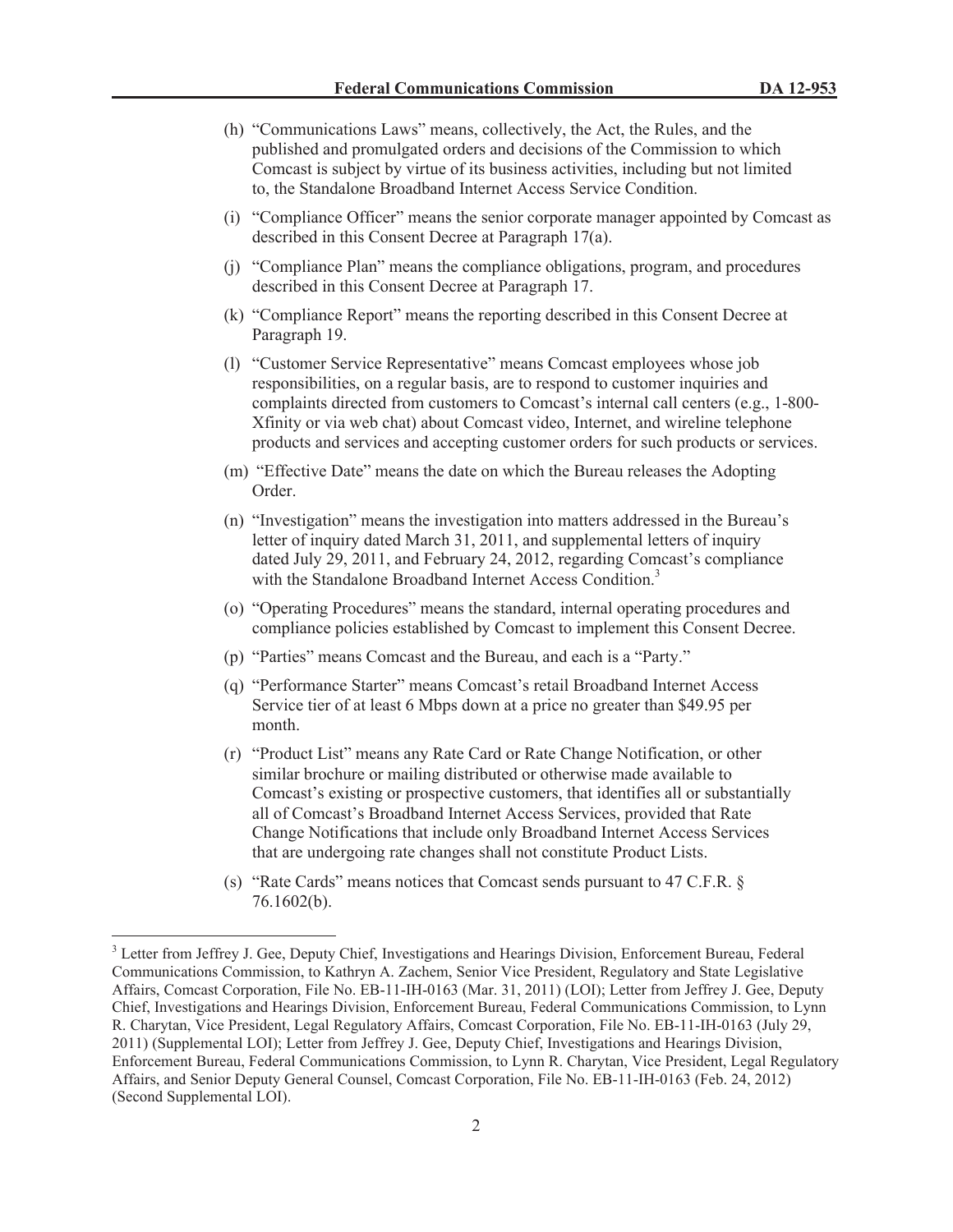(h) "Communications Laws" means, collectively, the Act, the Rules, and the published and promulgated orders and decisions of the Commission to which Comcast is subject by virtue of its business activities, including but not limited to, the Standalone Broadband Internet Access Service Condition.

(i) "Compliance Officer" means the senior corporate manager appointed by Comcast as described in this Consent Decree at Paragraph 17(a).

(j) "Compliance Plan" means the compliance obligations, program, and procedures described in this Consent Decree at Paragraph 17.

(k) "Compliance Report" means the reporting described in this Consent Decree at Paragraph 19.

(l) "Customer Service Representative" means Comcast employees whose job responsibilities, on a regular basis, are to respond to customer inquiries and complaints directed from customers to Comcast's internal call centers (e.g., 1-800-Xfinity or via web chat) about Comcast video, Internet, and wireline telephone products and services and accepting customer orders for such products or services.

(m) "Effective Date" means the date on which the Bureau releases the Adopting Order.

(n) "Investigation" means the investigation into matters addressed in the Bureau's letter of inquiry dated March 31, 2011, and supplemental letters of inquiry dated July 29, 2011, and February 24, 2012, regarding Comcast's compliance with the Standalone Broadband Internet Access Condition.[3]

(o) "Operating Procedures" means the standard, internal operating procedures and compliance policies established by Comcast to implement this Consent Decree.

(p) "Parties" means Comcast and the Bureau, and each is a "Party."

(q) "Performance Starter" means Comcast's retail Broadband Internet Access Service tier of at least 6 Mbps down at a price no greater than $49.95 per month.

(r) "Product List" means any Rate Card or Rate Change Notification, or other similar brochure or mailing distributed or otherwise made available to Comcast's existing or prospective customers, that identifies all or substantially all of Comcast's Broadband Internet Access Services, provided that Rate Change Notifications that include only Broadband Internet Access Services that are undergoing rate changes shall not constitute Product Lists.

(s) "Rate Cards" means notices that Comcast sends pursuant to 47 C.F.R. § 76.1602(b).

---

[3] Letter from Jeffrey J. Gee, Deputy Chief, Investigations and Hearings Division, Enforcement Bureau, Federal Communications Commission, to Kathryn A. Zachem, Senior Vice President, Regulatory and State Legislative Affairs, Comcast Corporation, File No. EB-11-IH-0163 (Mar. 31, 2011) (LOI); Letter from Jeffrey J. Gee, Deputy Chief, Investigations and Hearings Division, Enforcement Bureau, Federal Communications Commission, to Lynn R. Charytan, Vice President, Legal Regulatory Affairs, Comcast Corporation, File No. EB-11-IH-0163 (July 29, 2011) (Supplemental LOI); Letter from Jeffrey J. Gee, Deputy Chief, Investigations and Hearings Division, Enforcement Bureau, Federal Communications Commission, to Lynn R. Charytan, Vice President, Legal Regulatory Affairs, and Senior Deputy General Counsel, Comcast Corporation, File No. EB-11-IH-0163 (Feb. 24, 2012) (Second Supplemental LOI).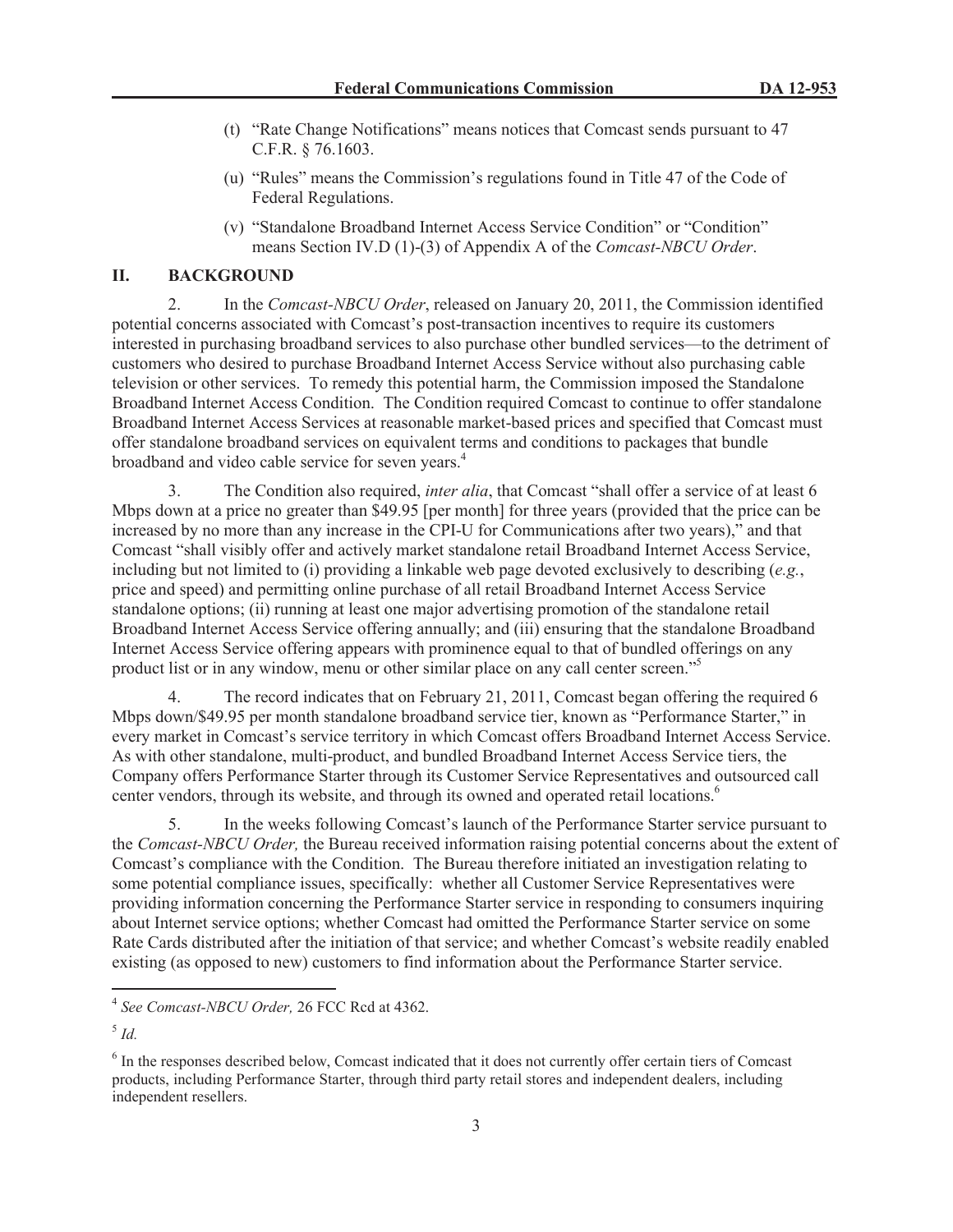(t) "Rate Change Notifications" means notices that Comcast sends pursuant to 47 C.F.R. § 76.1603.

(u) "Rules" means the Commission's regulations found in Title 47 of the Code of Federal Regulations.

(v) "Standalone Broadband Internet Access Service Condition" or "Condition" means Section IV.D (1)-(3) of Appendix A of the *Comcast-NBCU Order*.

## II. BACKGROUND

2. In the *Comcast-NBCU Order*, released on January 20, 2011, the Commission identified potential concerns associated with Comcast's post-transaction incentives to require its customers interested in purchasing broadband services to also purchase other bundled services—to the detriment of customers who desired to purchase Broadband Internet Access Service without also purchasing cable television or other services. To remedy this potential harm, the Commission imposed the Standalone Broadband Internet Access Condition. The Condition required Comcast to continue to offer standalone Broadband Internet Access Services at reasonable market-based prices and specified that Comcast must offer standalone broadband services on equivalent terms and conditions to packages that bundle broadband and video cable service for seven years.[4]

3. The Condition also required, *inter alia*, that Comcast "shall offer a service of at least 6 Mbps down at a price no greater than $49.95 [per month] for three years (provided that the price can be increased by no more than any increase in the CPI-U for Communications after two years)," and that Comcast "shall visibly offer and actively market standalone retail Broadband Internet Access Service, including but not limited to (i) providing a linkable web page devoted exclusively to describing (*e.g.*, price and speed) and permitting online purchase of all retail Broadband Internet Access Service standalone options; (ii) running at least one major advertising promotion of the standalone retail Broadband Internet Access Service offering annually; and (iii) ensuring that the standalone Broadband Internet Access Service offering appears with prominence equal to that of bundled offerings on any product list or in any window, menu or other similar place on any call center screen."[5]

4. The record indicates that on February 21, 2011, Comcast began offering the required 6 Mbps down/$49.95 per month standalone broadband service tier, known as "Performance Starter," in every market in Comcast's service territory in which Comcast offers Broadband Internet Access Service. As with other standalone, multi-product, and bundled Broadband Internet Access Service tiers, the Company offers Performance Starter through its Customer Service Representatives and outsourced call center vendors, through its website, and through its owned and operated retail locations.[6]

5. In the weeks following Comcast's launch of the Performance Starter service pursuant to the *Comcast-NBCU Order,* the Bureau received information raising potential concerns about the extent of Comcast's compliance with the Condition. The Bureau therefore initiated an investigation relating to some potential compliance issues, specifically: whether all Customer Service Representatives were providing information concerning the Performance Starter service in responding to consumers inquiring about Internet service options; whether Comcast had omitted the Performance Starter service on some Rate Cards distributed after the initiation of that service; and whether Comcast's website readily enabled existing (as opposed to new) customers to find information about the Performance Starter service.

---

[4] *See Comcast-NBCU Order,* 26 FCC Rcd at 4362.

[5] *Id.*

[6] In the responses described below, Comcast indicated that it does not currently offer certain tiers of Comcast products, including Performance Starter, through third party retail stores and independent dealers, including independent resellers.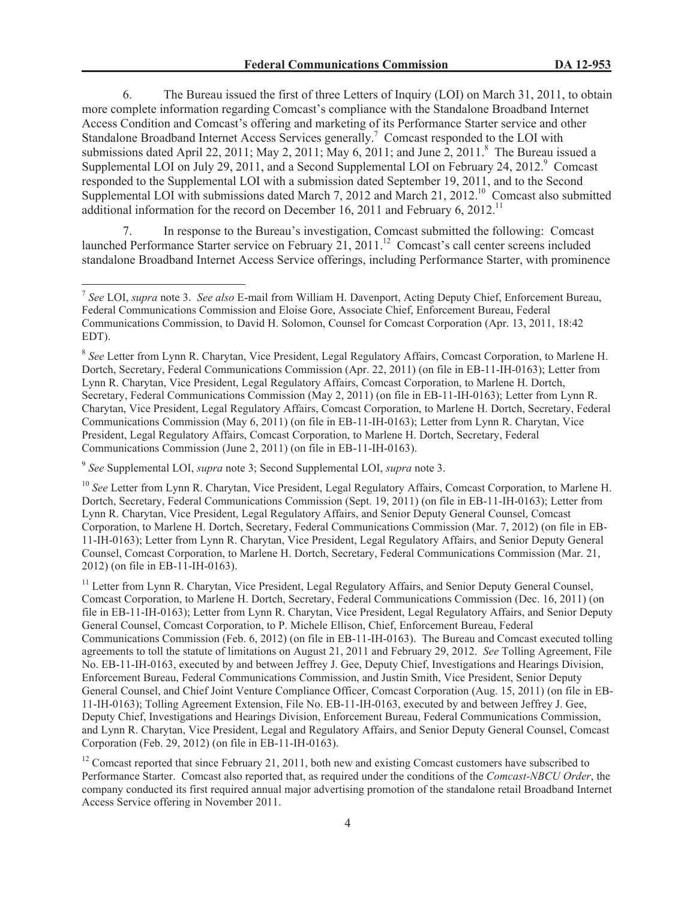6. The Bureau issued the first of three Letters of Inquiry (LOI) on March 31, 2011, to obtain more complete information regarding Comcast's compliance with the Standalone Broadband Internet Access Condition and Comcast's offering and marketing of its Performance Starter service and other Standalone Broadband Internet Access Services generally.[7] Comcast responded to the LOI with submissions dated April 22, 2011; May 2, 2011; May 6, 2011; and June 2, 2011.[8] The Bureau issued a Supplemental LOI on July 29, 2011, and a Second Supplemental LOI on February 24, 2012.[9] Comcast responded to the Supplemental LOI with a submission dated September 19, 2011, and to the Second Supplemental LOI with submissions dated March 7, 2012 and March 21, 2012.[10] Comcast also submitted additional information for the record on December 16, 2011 and February 6, 2012.[11]

7. In response to the Bureau's investigation, Comcast submitted the following: Comcast launched Performance Starter service on February 21, 2011.[12] Comcast's call center screens included standalone Broadband Internet Access Service offerings, including Performance Starter, with prominence

---

[7] *See* LOI, *supra* note 3. *See also* E-mail from William H. Davenport, Acting Deputy Chief, Enforcement Bureau, Federal Communications Commission and Eloise Gore, Associate Chief, Enforcement Bureau, Federal Communications Commission, to David H. Solomon, Counsel for Comcast Corporation (Apr. 13, 2011, 18:42 EDT).

[8] *See* Letter from Lynn R. Charytan, Vice President, Legal Regulatory Affairs, Comcast Corporation, to Marlene H. Dortch, Secretary, Federal Communications Commission (Apr. 22, 2011) (on file in EB-11-IH-0163); Letter from Lynn R. Charytan, Vice President, Legal Regulatory Affairs, Comcast Corporation, to Marlene H. Dortch, Secretary, Federal Communications Commission (May 2, 2011) (on file in EB-11-IH-0163); Letter from Lynn R. Charytan, Vice President, Legal Regulatory Affairs, Comcast Corporation, to Marlene H. Dortch, Secretary, Federal Communications Commission (May 6, 2011) (on file in EB-11-IH-0163); Letter from Lynn R. Charytan, Vice President, Legal Regulatory Affairs, Comcast Corporation, to Marlene H. Dortch, Secretary, Federal Communications Commission (June 2, 2011) (on file in EB-11-IH-0163).

[9] *See* Supplemental LOI, *supra* note 3; Second Supplemental LOI, *supra* note 3.

[10] *See* Letter from Lynn R. Charytan, Vice President, Legal Regulatory Affairs, Comcast Corporation, to Marlene H. Dortch, Secretary, Federal Communications Commission (Sept. 19, 2011) (on file in EB-11-IH-0163); Letter from Lynn R. Charytan, Vice President, Legal Regulatory Affairs, and Senior Deputy General Counsel, Comcast Corporation, to Marlene H. Dortch, Secretary, Federal Communications Commission (Mar. 7, 2012) (on file in EB-11-IH-0163); Letter from Lynn R. Charytan, Vice President, Legal Regulatory Affairs, and Senior Deputy General Counsel, Comcast Corporation, to Marlene H. Dortch, Secretary, Federal Communications Commission (Mar. 21, 2012) (on file in EB-11-IH-0163).

[11] Letter from Lynn R. Charytan, Vice President, Legal Regulatory Affairs, and Senior Deputy General Counsel, Comcast Corporation, to Marlene H. Dortch, Secretary, Federal Communications Commission (Dec. 16, 2011) (on file in EB-11-IH-0163); Letter from Lynn R. Charytan, Vice President, Legal Regulatory Affairs, and Senior Deputy General Counsel, Comcast Corporation, to P. Michele Ellison, Chief, Enforcement Bureau, Federal Communications Commission (Feb. 6, 2012) (on file in EB-11-IH-0163). The Bureau and Comcast executed tolling agreements to toll the statute of limitations on August 21, 2011 and February 29, 2012. *See* Tolling Agreement, File No. EB-11-IH-0163, executed by and between Jeffrey J. Gee, Deputy Chief, Investigations and Hearings Division, Enforcement Bureau, Federal Communications Commission, and Justin Smith, Vice President, Senior Deputy General Counsel, and Chief Joint Venture Compliance Officer, Comcast Corporation (Aug. 15, 2011) (on file in EB-11-IH-0163); Tolling Agreement Extension, File No. EB-11-IH-0163, executed by and between Jeffrey J. Gee, Deputy Chief, Investigations and Hearings Division, Enforcement Bureau, Federal Communications Commission, and Lynn R. Charytan, Vice President, Legal and Regulatory Affairs, and Senior Deputy General Counsel, Comcast Corporation (Feb. 29, 2012) (on file in EB-11-IH-0163).

[12] Comcast reported that since February 21, 2011, both new and existing Comcast customers have subscribed to Performance Starter. Comcast also reported that, as required under the conditions of the *Comcast-NBCU Order*, the company conducted its first required annual major advertising promotion of the standalone retail Broadband Internet Access Service offering in November 2011.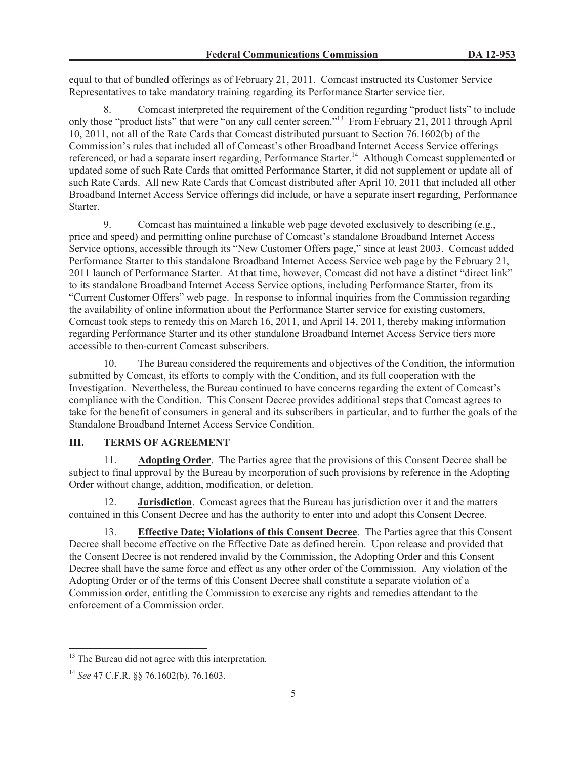equal to that of bundled offerings as of February 21, 2011. Comcast instructed its Customer Service Representatives to take mandatory training regarding its Performance Starter service tier.

8. Comcast interpreted the requirement of the Condition regarding "product lists" to include only those "product lists" that were "on any call center screen."[13] From February 21, 2011 through April 10, 2011, not all of the Rate Cards that Comcast distributed pursuant to Section 76.1602(b) of the Commission's rules that included all of Comcast's other Broadband Internet Access Service offerings referenced, or had a separate insert regarding, Performance Starter.[14] Although Comcast supplemented or updated some of such Rate Cards that omitted Performance Starter, it did not supplement or update all of such Rate Cards. All new Rate Cards that Comcast distributed after April 10, 2011 that included all other Broadband Internet Access Service offerings did include, or have a separate insert regarding, Performance Starter.

9. Comcast has maintained a linkable web page devoted exclusively to describing (e.g., price and speed) and permitting online purchase of Comcast's standalone Broadband Internet Access Service options, accessible through its "New Customer Offers page," since at least 2003. Comcast added Performance Starter to this standalone Broadband Internet Access Service web page by the February 21, 2011 launch of Performance Starter. At that time, however, Comcast did not have a distinct "direct link" to its standalone Broadband Internet Access Service options, including Performance Starter, from its "Current Customer Offers" web page. In response to informal inquiries from the Commission regarding the availability of online information about the Performance Starter service for existing customers, Comcast took steps to remedy this on March 16, 2011, and April 14, 2011, thereby making information regarding Performance Starter and its other standalone Broadband Internet Access Service tiers more accessible to then-current Comcast subscribers.

10. The Bureau considered the requirements and objectives of the Condition, the information submitted by Comcast, its efforts to comply with the Condition, and its full cooperation with the Investigation. Nevertheless, the Bureau continued to have concerns regarding the extent of Comcast's compliance with the Condition. This Consent Decree provides additional steps that Comcast agrees to take for the benefit of consumers in general and its subscribers in particular, and to further the goals of the Standalone Broadband Internet Access Service Condition.

## III. TERMS OF AGREEMENT

11. **Adopting Order**. The Parties agree that the provisions of this Consent Decree shall be subject to final approval by the Bureau by incorporation of such provisions by reference in the Adopting Order without change, addition, modification, or deletion.

12. **Jurisdiction**. Comcast agrees that the Bureau has jurisdiction over it and the matters contained in this Consent Decree and has the authority to enter into and adopt this Consent Decree.

13. **Effective Date; Violations of this Consent Decree**. The Parties agree that this Consent Decree shall become effective on the Effective Date as defined herein. Upon release and provided that the Consent Decree is not rendered invalid by the Commission, the Adopting Order and this Consent Decree shall have the same force and effect as any other order of the Commission. Any violation of the Adopting Order or of the terms of this Consent Decree shall constitute a separate violation of a Commission order, entitling the Commission to exercise any rights and remedies attendant to the enforcement of a Commission order.

---

[13] The Bureau did not agree with this interpretation.

[14] *See* 47 C.F.R. §§ 76.1602(b), 76.1603.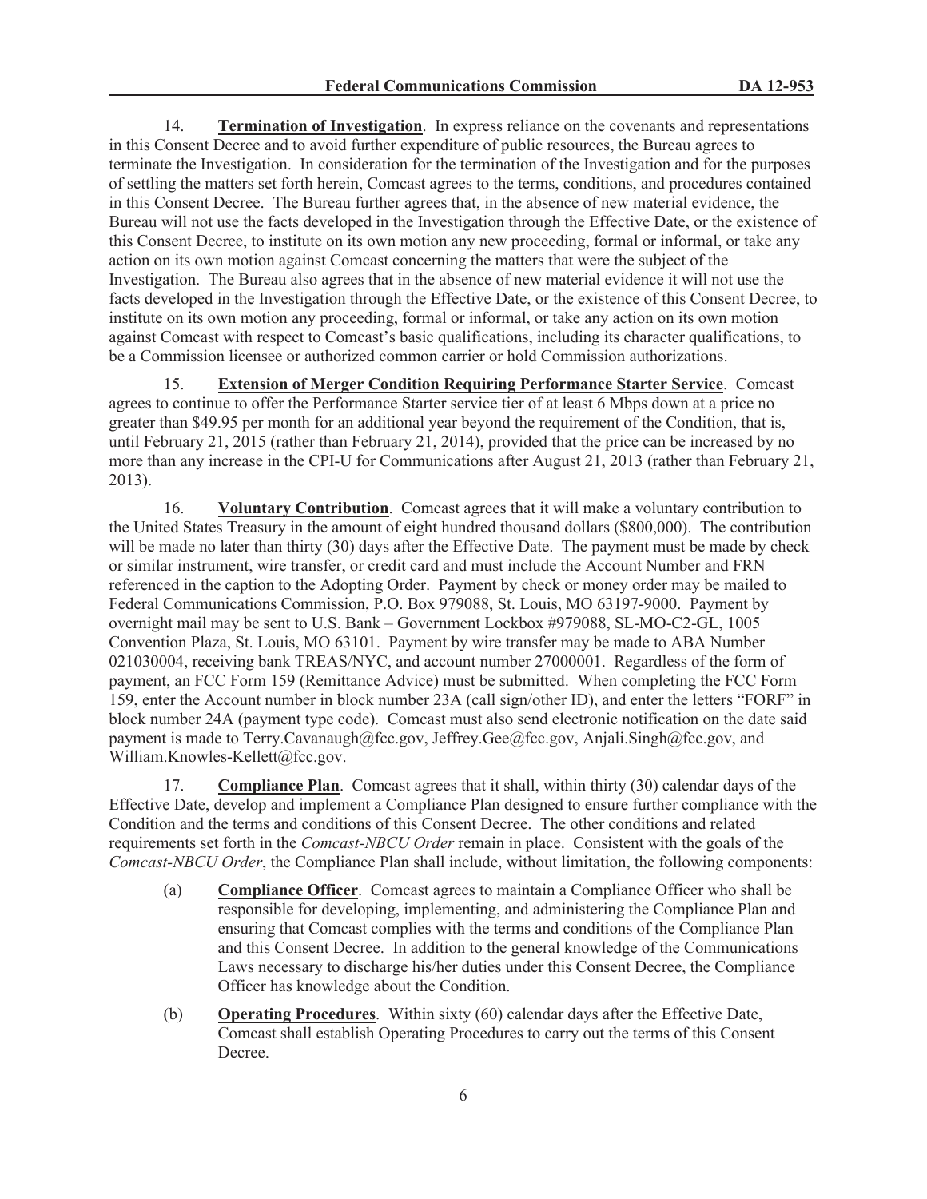14. **Termination of Investigation**. In express reliance on the covenants and representations in this Consent Decree and to avoid further expenditure of public resources, the Bureau agrees to terminate the Investigation. In consideration for the termination of the Investigation and for the purposes of settling the matters set forth herein, Comcast agrees to the terms, conditions, and procedures contained in this Consent Decree. The Bureau further agrees that, in the absence of new material evidence, the Bureau will not use the facts developed in the Investigation through the Effective Date, or the existence of this Consent Decree, to institute on its own motion any new proceeding, formal or informal, or take any action on its own motion against Comcast concerning the matters that were the subject of the Investigation. The Bureau also agrees that in the absence of new material evidence it will not use the facts developed in the Investigation through the Effective Date, or the existence of this Consent Decree, to institute on its own motion any proceeding, formal or informal, or take any action on its own motion against Comcast with respect to Comcast's basic qualifications, including its character qualifications, to be a Commission licensee or authorized common carrier or hold Commission authorizations.

15. **Extension of Merger Condition Requiring Performance Starter Service**. Comcast agrees to continue to offer the Performance Starter service tier of at least 6 Mbps down at a price no greater than $49.95 per month for an additional year beyond the requirement of the Condition, that is, until February 21, 2015 (rather than February 21, 2014), provided that the price can be increased by no more than any increase in the CPI-U for Communications after August 21, 2013 (rather than February 21, 2013).

16. **Voluntary Contribution**. Comcast agrees that it will make a voluntary contribution to the United States Treasury in the amount of eight hundred thousand dollars ($800,000). The contribution will be made no later than thirty (30) days after the Effective Date. The payment must be made by check or similar instrument, wire transfer, or credit card and must include the Account Number and FRN referenced in the caption to the Adopting Order. Payment by check or money order may be mailed to Federal Communications Commission, P.O. Box 979088, St. Louis, MO 63197-9000. Payment by overnight mail may be sent to U.S. Bank – Government Lockbox #979088, SL-MO-C2-GL, 1005 Convention Plaza, St. Louis, MO 63101. Payment by wire transfer may be made to ABA Number 021030004, receiving bank TREAS/NYC, and account number 27000001. Regardless of the form of payment, an FCC Form 159 (Remittance Advice) must be submitted. When completing the FCC Form 159, enter the Account number in block number 23A (call sign/other ID), and enter the letters "FORF" in block number 24A (payment type code). Comcast must also send electronic notification on the date said payment is made to Terry.Cavanaugh@fcc.gov, Jeffrey.Gee@fcc.gov, Anjali.Singh@fcc.gov, and William.Knowles-Kellett@fcc.gov.

17. **Compliance Plan**. Comcast agrees that it shall, within thirty (30) calendar days of the Effective Date, develop and implement a Compliance Plan designed to ensure further compliance with the Condition and the terms and conditions of this Consent Decree. The other conditions and related requirements set forth in the *Comcast-NBCU Order* remain in place. Consistent with the goals of the *Comcast-NBCU Order*, the Compliance Plan shall include, without limitation, the following components:

(a) **Compliance Officer**. Comcast agrees to maintain a Compliance Officer who shall be responsible for developing, implementing, and administering the Compliance Plan and ensuring that Comcast complies with the terms and conditions of the Compliance Plan and this Consent Decree. In addition to the general knowledge of the Communications Laws necessary to discharge his/her duties under this Consent Decree, the Compliance Officer has knowledge about the Condition.

(b) **Operating Procedures**. Within sixty (60) calendar days after the Effective Date, Comcast shall establish Operating Procedures to carry out the terms of this Consent Decree.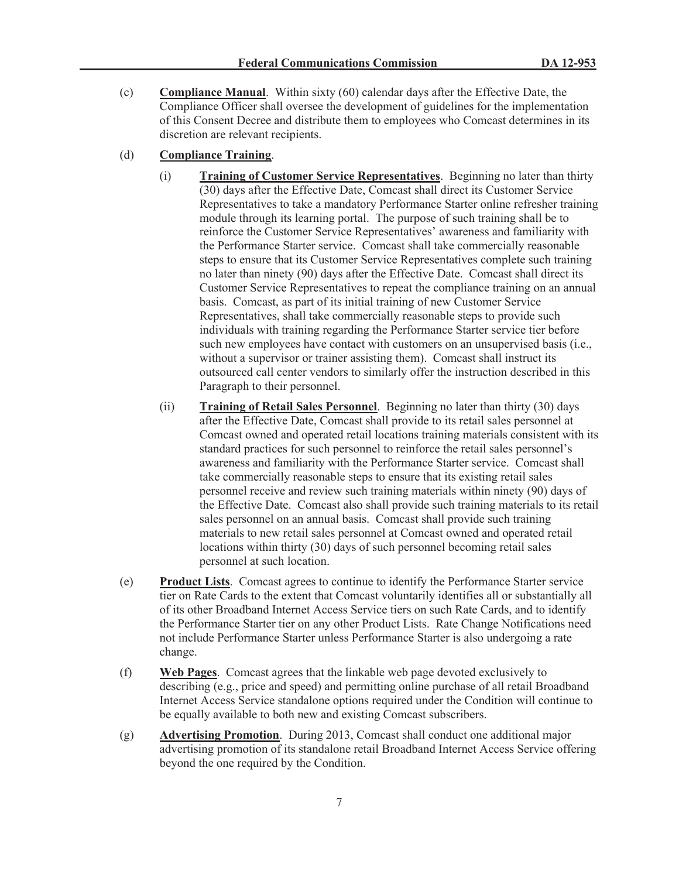(c) **Compliance Manual**. Within sixty (60) calendar days after the Effective Date, the Compliance Officer shall oversee the development of guidelines for the implementation of this Consent Decree and distribute them to employees who Comcast determines in its discretion are relevant recipients.

(d) **Compliance Training**.

(i) **Training of Customer Service Representatives**. Beginning no later than thirty (30) days after the Effective Date, Comcast shall direct its Customer Service Representatives to take a mandatory Performance Starter online refresher training module through its learning portal. The purpose of such training shall be to reinforce the Customer Service Representatives' awareness and familiarity with the Performance Starter service. Comcast shall take commercially reasonable steps to ensure that its Customer Service Representatives complete such training no later than ninety (90) days after the Effective Date. Comcast shall direct its Customer Service Representatives to repeat the compliance training on an annual basis. Comcast, as part of its initial training of new Customer Service Representatives, shall take commercially reasonable steps to provide such individuals with training regarding the Performance Starter service tier before such new employees have contact with customers on an unsupervised basis (i.e., without a supervisor or trainer assisting them). Comcast shall instruct its outsourced call center vendors to similarly offer the instruction described in this Paragraph to their personnel.

(ii) **Training of Retail Sales Personnel**. Beginning no later than thirty (30) days after the Effective Date, Comcast shall provide to its retail sales personnel at Comcast owned and operated retail locations training materials consistent with its standard practices for such personnel to reinforce the retail sales personnel's awareness and familiarity with the Performance Starter service. Comcast shall take commercially reasonable steps to ensure that its existing retail sales personnel receive and review such training materials within ninety (90) days of the Effective Date. Comcast also shall provide such training materials to its retail sales personnel on an annual basis. Comcast shall provide such training materials to new retail sales personnel at Comcast owned and operated retail locations within thirty (30) days of such personnel becoming retail sales personnel at such location.

(e) **Product Lists**. Comcast agrees to continue to identify the Performance Starter service tier on Rate Cards to the extent that Comcast voluntarily identifies all or substantially all of its other Broadband Internet Access Service tiers on such Rate Cards, and to identify the Performance Starter tier on any other Product Lists. Rate Change Notifications need not include Performance Starter unless Performance Starter is also undergoing a rate change.

(f) **Web Pages**. Comcast agrees that the linkable web page devoted exclusively to describing (e.g., price and speed) and permitting online purchase of all retail Broadband Internet Access Service standalone options required under the Condition will continue to be equally available to both new and existing Comcast subscribers.

(g) **Advertising Promotion**. During 2013, Comcast shall conduct one additional major advertising promotion of its standalone retail Broadband Internet Access Service offering beyond the one required by the Condition.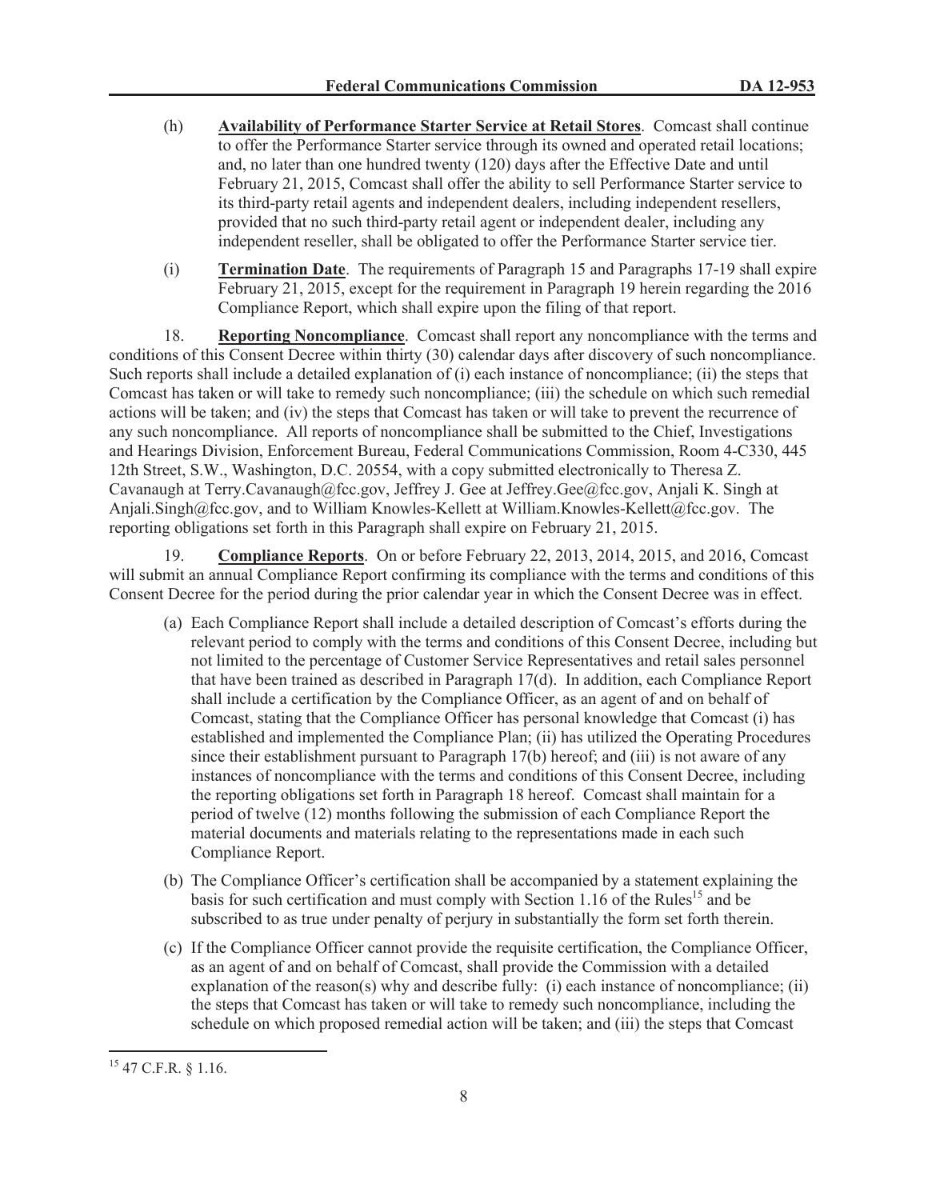(h) **Availability of Performance Starter Service at Retail Stores**. Comcast shall continue to offer the Performance Starter service through its owned and operated retail locations; and, no later than one hundred twenty (120) days after the Effective Date and until February 21, 2015, Comcast shall offer the ability to sell Performance Starter service to its third-party retail agents and independent dealers, including independent resellers, provided that no such third-party retail agent or independent dealer, including any independent reseller, shall be obligated to offer the Performance Starter service tier.

(i) **Termination Date**. The requirements of Paragraph 15 and Paragraphs 17-19 shall expire February 21, 2015, except for the requirement in Paragraph 19 herein regarding the 2016 Compliance Report, which shall expire upon the filing of that report.

18. **Reporting Noncompliance**. Comcast shall report any noncompliance with the terms and conditions of this Consent Decree within thirty (30) calendar days after discovery of such noncompliance. Such reports shall include a detailed explanation of (i) each instance of noncompliance; (ii) the steps that Comcast has taken or will take to remedy such noncompliance; (iii) the schedule on which such remedial actions will be taken; and (iv) the steps that Comcast has taken or will take to prevent the recurrence of any such noncompliance. All reports of noncompliance shall be submitted to the Chief, Investigations and Hearings Division, Enforcement Bureau, Federal Communications Commission, Room 4-C330, 445 12th Street, S.W., Washington, D.C. 20554, with a copy submitted electronically to Theresa Z. Cavanaugh at Terry.Cavanaugh@fcc.gov, Jeffrey J. Gee at Jeffrey.Gee@fcc.gov, Anjali K. Singh at Anjali.Singh@fcc.gov, and to William Knowles-Kellett at William.Knowles-Kellett@fcc.gov. The reporting obligations set forth in this Paragraph shall expire on February 21, 2015.

19. **Compliance Reports**. On or before February 22, 2013, 2014, 2015, and 2016, Comcast will submit an annual Compliance Report confirming its compliance with the terms and conditions of this Consent Decree for the period during the prior calendar year in which the Consent Decree was in effect.

(a) Each Compliance Report shall include a detailed description of Comcast's efforts during the relevant period to comply with the terms and conditions of this Consent Decree, including but not limited to the percentage of Customer Service Representatives and retail sales personnel that have been trained as described in Paragraph 17(d). In addition, each Compliance Report shall include a certification by the Compliance Officer, as an agent of and on behalf of Comcast, stating that the Compliance Officer has personal knowledge that Comcast (i) has established and implemented the Compliance Plan; (ii) has utilized the Operating Procedures since their establishment pursuant to Paragraph 17(b) hereof; and (iii) is not aware of any instances of noncompliance with the terms and conditions of this Consent Decree, including the reporting obligations set forth in Paragraph 18 hereof. Comcast shall maintain for a period of twelve (12) months following the submission of each Compliance Report the material documents and materials relating to the representations made in each such Compliance Report.

(b) The Compliance Officer's certification shall be accompanied by a statement explaining the basis for such certification and must comply with Section 1.16 of the Rules[15] and be subscribed to as true under penalty of perjury in substantially the form set forth therein.

(c) If the Compliance Officer cannot provide the requisite certification, the Compliance Officer, as an agent of and on behalf of Comcast, shall provide the Commission with a detailed explanation of the reason(s) why and describe fully: (i) each instance of noncompliance; (ii) the steps that Comcast has taken or will take to remedy such noncompliance, including the schedule on which proposed remedial action will be taken; and (iii) the steps that Comcast

[15] 47 C.F.R. § 1.16.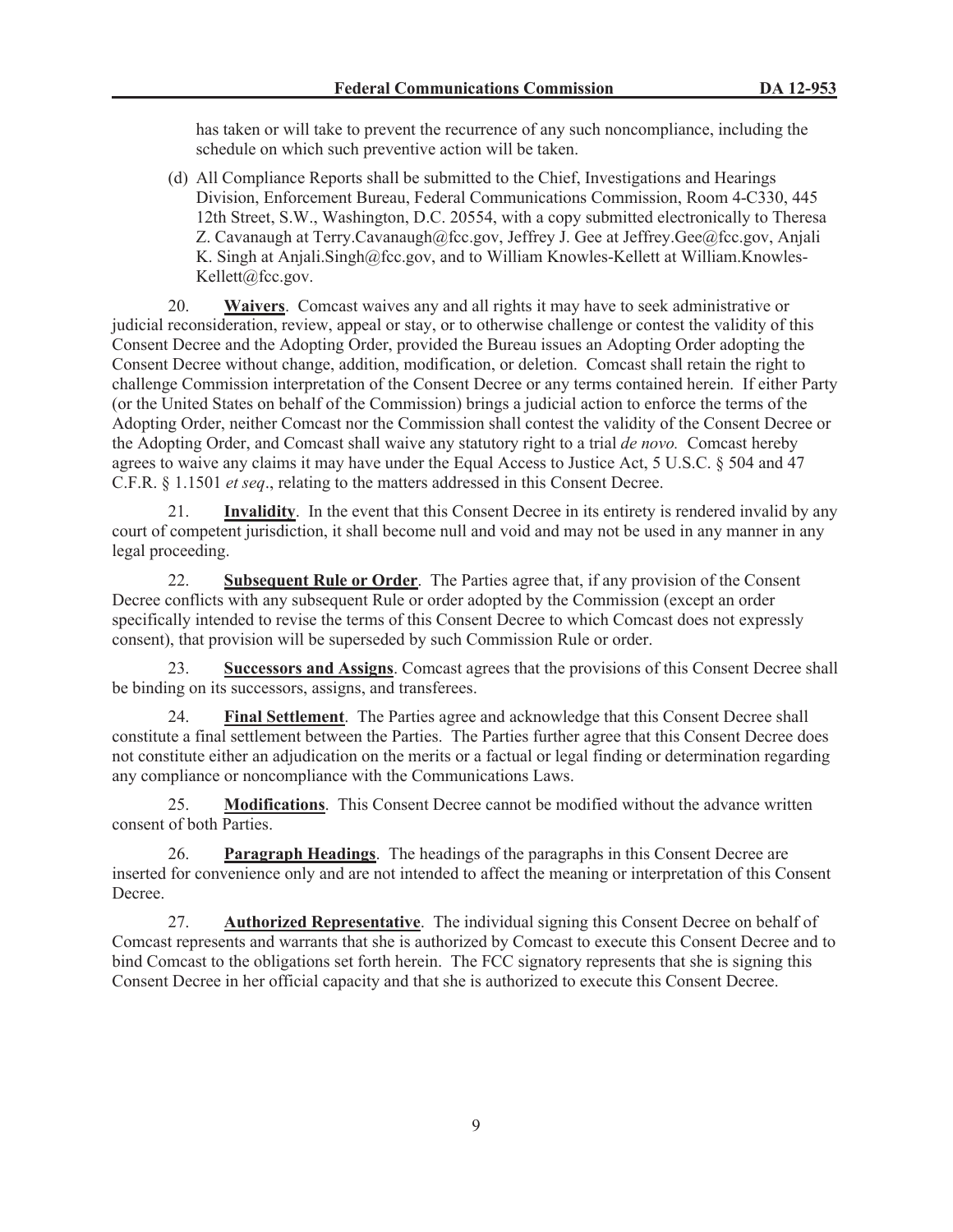has taken or will take to prevent the recurrence of any such noncompliance, including the schedule on which such preventive action will be taken.

(d) All Compliance Reports shall be submitted to the Chief, Investigations and Hearings Division, Enforcement Bureau, Federal Communications Commission, Room 4-C330, 445 12th Street, S.W., Washington, D.C. 20554, with a copy submitted electronically to Theresa Z. Cavanaugh at Terry.Cavanaugh@fcc.gov, Jeffrey J. Gee at Jeffrey.Gee@fcc.gov, Anjali K. Singh at Anjali.Singh@fcc.gov, and to William Knowles-Kellett at William.Knowles-Kellett@fcc.gov.

20. **Waivers**. Comcast waives any and all rights it may have to seek administrative or judicial reconsideration, review, appeal or stay, or to otherwise challenge or contest the validity of this Consent Decree and the Adopting Order, provided the Bureau issues an Adopting Order adopting the Consent Decree without change, addition, modification, or deletion. Comcast shall retain the right to challenge Commission interpretation of the Consent Decree or any terms contained herein. If either Party (or the United States on behalf of the Commission) brings a judicial action to enforce the terms of the Adopting Order, neither Comcast nor the Commission shall contest the validity of the Consent Decree or the Adopting Order, and Comcast shall waive any statutory right to a trial *de novo.* Comcast hereby agrees to waive any claims it may have under the Equal Access to Justice Act, 5 U.S.C. § 504 and 47 C.F.R. § 1.1501 *et seq*., relating to the matters addressed in this Consent Decree.

21. **Invalidity**. In the event that this Consent Decree in its entirety is rendered invalid by any court of competent jurisdiction, it shall become null and void and may not be used in any manner in any legal proceeding.

22. **Subsequent Rule or Order**. The Parties agree that, if any provision of the Consent Decree conflicts with any subsequent Rule or order adopted by the Commission (except an order specifically intended to revise the terms of this Consent Decree to which Comcast does not expressly consent), that provision will be superseded by such Commission Rule or order.

23. **Successors and Assigns**. Comcast agrees that the provisions of this Consent Decree shall be binding on its successors, assigns, and transferees.

24. **Final Settlement**. The Parties agree and acknowledge that this Consent Decree shall constitute a final settlement between the Parties. The Parties further agree that this Consent Decree does not constitute either an adjudication on the merits or a factual or legal finding or determination regarding any compliance or noncompliance with the Communications Laws.

25. **Modifications**. This Consent Decree cannot be modified without the advance written consent of both Parties.

26. **Paragraph Headings**. The headings of the paragraphs in this Consent Decree are inserted for convenience only and are not intended to affect the meaning or interpretation of this Consent Decree.

27. **Authorized Representative**. The individual signing this Consent Decree on behalf of Comcast represents and warrants that she is authorized by Comcast to execute this Consent Decree and to bind Comcast to the obligations set forth herein. The FCC signatory represents that she is signing this Consent Decree in her official capacity and that she is authorized to execute this Consent Decree.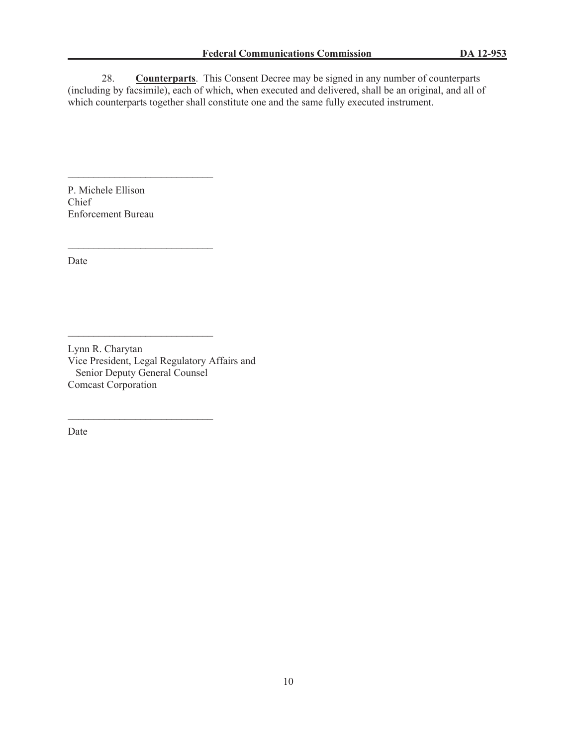28. **Counterparts**. This Consent Decree may be signed in any number of counterparts (including by facsimile), each of which, when executed and delivered, shall be an original, and all of which counterparts together shall constitute one and the same fully executed instrument.

\_\_\_\_\_\_\_\_\_\_\_\_\_\_\_\_\_\_\_\_\_\_\_\_\_\_\_\_

P. Michele Ellison
Chief
Enforcement Bureau

\_\_\_\_\_\_\_\_\_\_\_\_\_\_\_\_\_\_\_\_\_\_\_\_\_\_\_\_

Date

\_\_\_\_\_\_\_\_\_\_\_\_\_\_\_\_\_\_\_\_\_\_\_\_\_\_\_\_

Lynn R. Charytan
Vice President, Legal Regulatory Affairs and
Senior Deputy General Counsel
Comcast Corporation

\_\_\_\_\_\_\_\_\_\_\_\_\_\_\_\_\_\_\_\_\_\_\_\_\_\_\_\_

Date